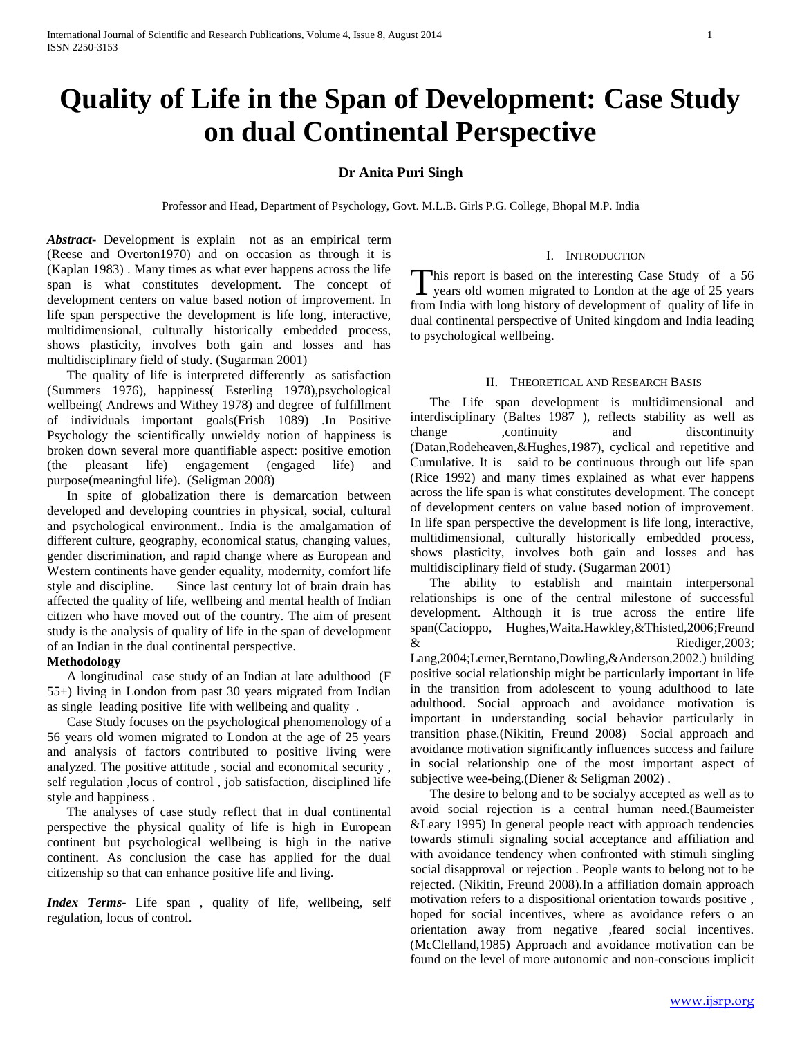# Quality of Life in the Span of Development: Case Study on dual Continental Perspective

**Dr Anita Puri Singh**

Professor and Head, Department of Psychology, Govt. M.L.B. Girls P.G. College, Bhopal M.P. India

***Abstract-*** Development is explain not as an empirical term (Reese and Overton1970) and on occasion as through it is (Kaplan 1983) . Many times as what ever happens across the life span is what constitutes development. The concept of development centers on value based notion of improvement. In life span perspective the development is life long, interactive, multidimensional, culturally historically embedded process, shows plasticity, involves both gain and losses and has multidisciplinary field of study. (Sugarman 2001)

The quality of life is interpreted differently as satisfaction (Summers 1976), happiness( Esterling 1978),psychological wellbeing( Andrews and Withey 1978) and degree of fulfillment of individuals important goals(Frish 1089) .In Positive Psychology the scientifically unwieldy notion of happiness is broken down several more quantifiable aspect: positive emotion (the pleasant life) engagement (engaged life) and purpose(meaningful life). (Seligman 2008)

In spite of globalization there is demarcation between developed and developing countries in physical, social, cultural and psychological environment.. India is the amalgamation of different culture, geography, economical status, changing values, gender discrimination, and rapid change where as European and Western continents have gender equality, modernity, comfort life style and discipline. Since last century lot of brain drain has affected the quality of life, wellbeing and mental health of Indian citizen who have moved out of the country. The aim of present study is the analysis of quality of life in the span of development of an Indian in the dual continental perspective.

**Methodology**

A longitudinal case study of an Indian at late adulthood (F 55+) living in London from past 30 years migrated from Indian as single leading positive life with wellbeing and quality .

Case Study focuses on the psychological phenomenology of a 56 years old women migrated to London at the age of 25 years and analysis of factors contributed to positive living were analyzed. The positive attitude , social and economical security , self regulation ,locus of control , job satisfaction, disciplined life style and happiness .

The analyses of case study reflect that in dual continental perspective the physical quality of life is high in European continent but psychological wellbeing is high in the native continent. As conclusion the case has applied for the dual citizenship so that can enhance positive life and living.

***Index Terms-*** Life span , quality of life, wellbeing, self regulation, locus of control.

## I. Introduction

This report is based on the interesting Case Study of a 56 years old women migrated to London at the age of 25 years from India with long history of development of quality of life in dual continental perspective of United kingdom and India leading to psychological wellbeing.

## II. Theoretical and Research Basis

The Life span development is multidimensional and interdisciplinary (Baltes 1987 ), reflects stability as well as change ,continuity and discontinuity (Datan,Rodeheaven,&Hughes,1987), cyclical and repetitive and Cumulative. It is said to be continuous through out life span (Rice 1992) and many times explained as what ever happens across the life span is what constitutes development. The concept of development centers on value based notion of improvement. In life span perspective the development is life long, interactive, multidimensional, culturally historically embedded process, shows plasticity, involves both gain and losses and has multidisciplinary field of study. (Sugarman 2001)

The ability to establish and maintain interpersonal relationships is one of the central milestone of successful development. Although it is true across the entire life span(Cacioppo, Hughes,Waita.Hawkley,&Thisted,2006;Freund & Riediger,2003; Lang,2004;Lerner,Berntano,Dowling,&Anderson,2002.) building positive social relationship might be particularly important in life in the transition from adolescent to young adulthood to late adulthood. Social approach and avoidance motivation is important in understanding social behavior particularly in transition phase.(Nikitin, Freund 2008) Social approach and avoidance motivation significantly influences success and failure in social relationship one of the most important aspect of subjective wee-being.(Diener & Seligman 2002) .

The desire to belong and to be socialyy accepted as well as to avoid social rejection is a central human need.(Baumeister &Leary 1995) In general people react with approach tendencies towards stimuli signaling social acceptance and affiliation and with avoidance tendency when confronted with stimuli singling social disapproval or rejection . People wants to belong not to be rejected. (Nikitin, Freund 2008).In a affiliation domain approach motivation refers to a dispositional orientation towards positive , hoped for social incentives, where as avoidance refers o an orientation away from negative ,feared social incentives. (McClelland,1985) Approach and avoidance motivation can be found on the level of more autonomic and non-conscious implicit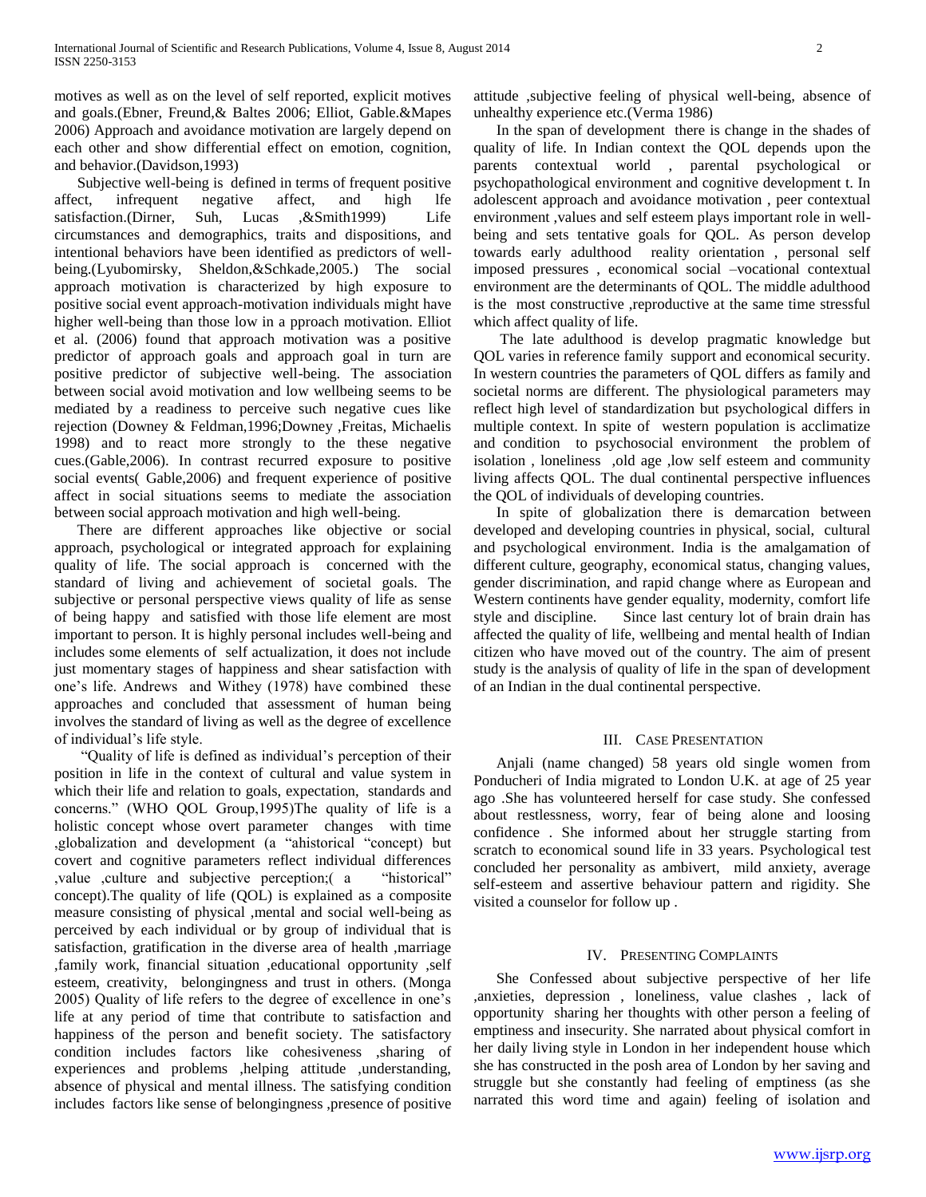motives as well as on the level of self reported, explicit motives and goals.(Ebner, Freund,& Baltes 2006; Elliot, Gable.&Mapes 2006) Approach and avoidance motivation are largely depend on each other and show differential effect on emotion, cognition, and behavior.(Davidson,1993)

Subjective well-being is defined in terms of frequent positive affect, infrequent negative affect, and high lfe satisfaction.(Dirner, Suh, Lucas ,&Smith1999) Life circumstances and demographics, traits and dispositions, and intentional behaviors have been identified as predictors of well-being.(Lyubomirsky, Sheldon,&Schkade,2005.) The social approach motivation is characterized by high exposure to positive social event approach-motivation individuals might have higher well-being than those low in a pproach motivation. Elliot et al. (2006) found that approach motivation was a positive predictor of approach goals and approach goal in turn are positive predictor of subjective well-being. The association between social avoid motivation and low wellbeing seems to be mediated by a readiness to perceive such negative cues like rejection (Downey & Feldman,1996;Downey ,Freitas, Michaelis 1998) and to react more strongly to the these negative cues.(Gable,2006). In contrast recurred exposure to positive social events( Gable,2006) and frequent experience of positive affect in social situations seems to mediate the association between social approach motivation and high well-being.

There are different approaches like objective or social approach, psychological or integrated approach for explaining quality of life. The social approach is concerned with the standard of living and achievement of societal goals. The subjective or personal perspective views quality of life as sense of being happy and satisfied with those life element are most important to person. It is highly personal includes well-being and includes some elements of self actualization, it does not include just momentary stages of happiness and shear satisfaction with one's life. Andrews and Withey (1978) have combined these approaches and concluded that assessment of human being involves the standard of living as well as the degree of excellence of individual's life style.

"Quality of life is defined as individual's perception of their position in life in the context of cultural and value system in which their life and relation to goals, expectation, standards and concerns." (WHO QOL Group,1995)The quality of life is a holistic concept whose overt parameter changes with time ,globalization and development (a "ahistorical "concept) but covert and cognitive parameters reflect individual differences ,value ,culture and subjective perception;( a "historical" concept).The quality of life (QOL) is explained as a composite measure consisting of physical ,mental and social well-being as perceived by each individual or by group of individual that is satisfaction, gratification in the diverse area of health ,marriage ,family work, financial situation ,educational opportunity ,self esteem, creativity, belongingness and trust in others. (Monga 2005) Quality of life refers to the degree of excellence in one's life at any period of time that contribute to satisfaction and happiness of the person and benefit society. The satisfactory condition includes factors like cohesiveness ,sharing of experiences and problems ,helping attitude ,understanding, absence of physical and mental illness. The satisfying condition includes factors like sense of belongingness ,presence of positive attitude ,subjective feeling of physical well-being, absence of unhealthy experience etc.(Verma 1986)

In the span of development there is change in the shades of quality of life. In Indian context the QOL depends upon the parents contextual world , parental psychological or psychopathological environment and cognitive development t. In adolescent approach and avoidance motivation , peer contextual environment ,values and self esteem plays important role in well-being and sets tentative goals for QOL. As person develop towards early adulthood reality orientation , personal self imposed pressures , economical social –vocational contextual environment are the determinants of QOL. The middle adulthood is the most constructive ,reproductive at the same time stressful which affect quality of life.

The late adulthood is develop pragmatic knowledge but QOL varies in reference family support and economical security. In western countries the parameters of QOL differs as family and societal norms are different. The physiological parameters may reflect high level of standardization but psychological differs in multiple context. In spite of western population is acclimatize and condition to psychosocial environment the problem of isolation , loneliness ,old age ,low self esteem and community living affects QOL. The dual continental perspective influences the QOL of individuals of developing countries.

In spite of globalization there is demarcation between developed and developing countries in physical, social, cultural and psychological environment. India is the amalgamation of different culture, geography, economical status, changing values, gender discrimination, and rapid change where as European and Western continents have gender equality, modernity, comfort life style and discipline. Since last century lot of brain drain has affected the quality of life, wellbeing and mental health of Indian citizen who have moved out of the country. The aim of present study is the analysis of quality of life in the span of development of an Indian in the dual continental perspective.

## III. Case Presentation

Anjali (name changed) 58 years old single women from Ponducheri of India migrated to London U.K. at age of 25 year ago .She has volunteered herself for case study. She confessed about restlessness, worry, fear of being alone and loosing confidence . She informed about her struggle starting from scratch to economical sound life in 33 years. Psychological test concluded her personality as ambivert, mild anxiety, average self-esteem and assertive behaviour pattern and rigidity. She visited a counselor for follow up .

## IV. Presenting Complaints

She Confessed about subjective perspective of her life ,anxieties, depression , loneliness, value clashes , lack of opportunity sharing her thoughts with other person a feeling of emptiness and insecurity. She narrated about physical comfort in her daily living style in London in her independent house which she has constructed in the posh area of London by her saving and struggle but she constantly had feeling of emptiness (as she narrated this word time and again) feeling of isolation and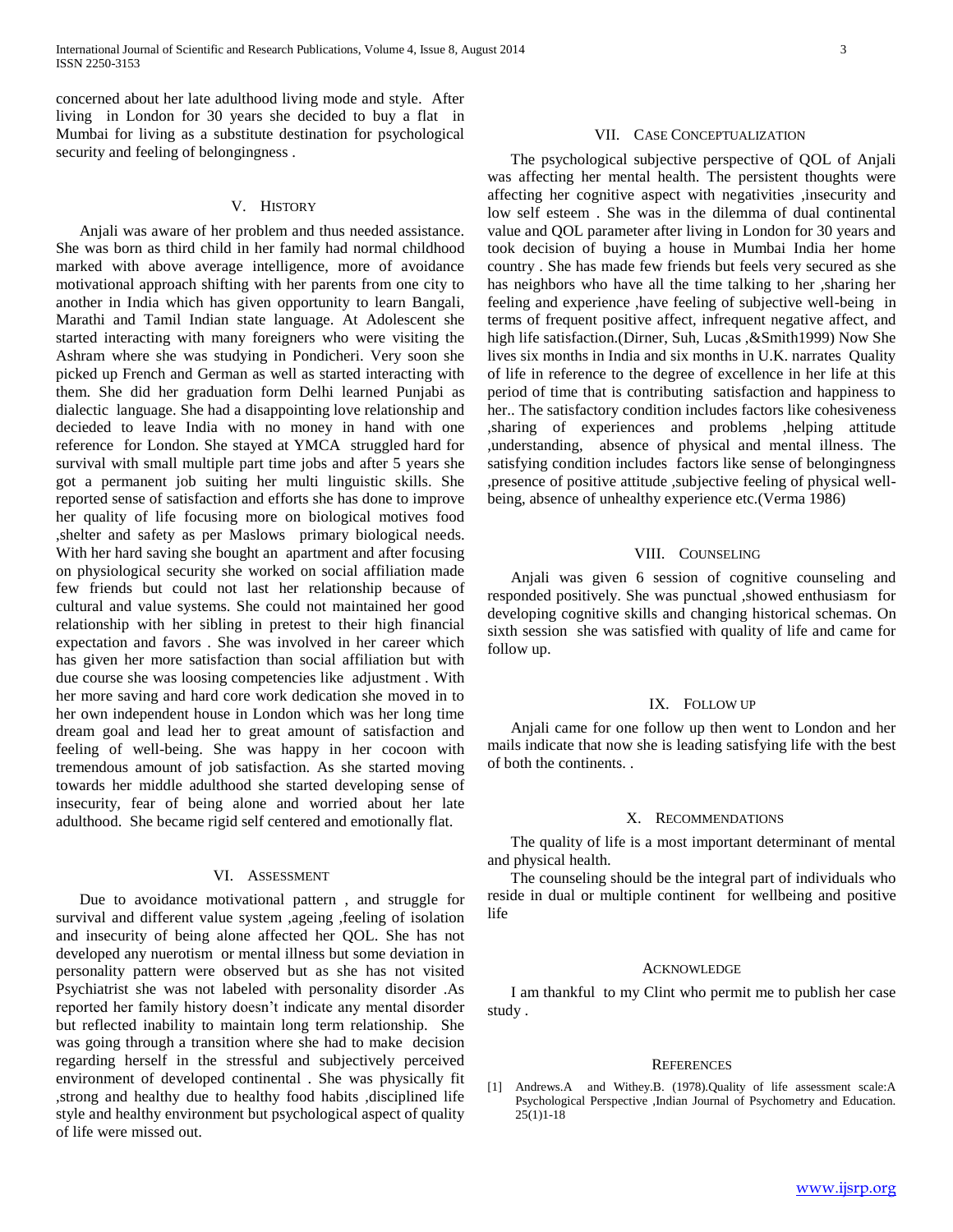concerned about her late adulthood living mode and style. After living in London for 30 years she decided to buy a flat in Mumbai for living as a substitute destination for psychological security and feeling of belongingness .

## V. History

Anjali was aware of her problem and thus needed assistance. She was born as third child in her family had normal childhood marked with above average intelligence, more of avoidance motivational approach shifting with her parents from one city to another in India which has given opportunity to learn Bangali, Marathi and Tamil Indian state language. At Adolescent she started interacting with many foreigners who were visiting the Ashram where she was studying in Pondicheri. Very soon she picked up French and German as well as started interacting with them. She did her graduation form Delhi learned Punjabi as dialectic language. She had a disappointing love relationship and decieded to leave India with no money in hand with one reference for London. She stayed at YMCA struggled hard for survival with small multiple part time jobs and after 5 years she got a permanent job suiting her multi linguistic skills. She reported sense of satisfaction and efforts she has done to improve her quality of life focusing more on biological motives food ,shelter and safety as per Maslows primary biological needs. With her hard saving she bought an apartment and after focusing on physiological security she worked on social affiliation made few friends but could not last her relationship because of cultural and value systems. She could not maintained her good relationship with her sibling in pretest to their high financial expectation and favors . She was involved in her career which has given her more satisfaction than social affiliation but with due course she was loosing competencies like adjustment . With her more saving and hard core work dedication she moved in to her own independent house in London which was her long time dream goal and lead her to great amount of satisfaction and feeling of well-being. She was happy in her cocoon with tremendous amount of job satisfaction. As she started moving towards her middle adulthood she started developing sense of insecurity, fear of being alone and worried about her late adulthood. She became rigid self centered and emotionally flat.

## VI. Assessment

Due to avoidance motivational pattern , and struggle for survival and different value system ,ageing ,feeling of isolation and insecurity of being alone affected her QOL. She has not developed any nuerotism or mental illness but some deviation in personality pattern were observed but as she has not visited Psychiatrist she was not labeled with personality disorder .As reported her family history doesn't indicate any mental disorder but reflected inability to maintain long term relationship. She was going through a transition where she had to make decision regarding herself in the stressful and subjectively perceived environment of developed continental . She was physically fit ,strong and healthy due to healthy food habits ,disciplined life style and healthy environment but psychological aspect of quality of life were missed out.

## VII. Case Conceptualization

The psychological subjective perspective of QOL of Anjali was affecting her mental health. The persistent thoughts were affecting her cognitive aspect with negativities ,insecurity and low self esteem . She was in the dilemma of dual continental value and QOL parameter after living in London for 30 years and took decision of buying a house in Mumbai India her home country . She has made few friends but feels very secured as she has neighbors who have all the time talking to her ,sharing her feeling and experience ,have feeling of subjective well-being in terms of frequent positive affect, infrequent negative affect, and high life satisfaction.(Dirner, Suh, Lucas ,&Smith1999) Now She lives six months in India and six months in U.K. narrates Quality of life in reference to the degree of excellence in her life at this period of time that is contributing satisfaction and happiness to her.. The satisfactory condition includes factors like cohesiveness ,sharing of experiences and problems ,helping attitude ,understanding, absence of physical and mental illness. The satisfying condition includes factors like sense of belongingness ,presence of positive attitude ,subjective feeling of physical well-being, absence of unhealthy experience etc.(Verma 1986)

## VIII. Counseling

Anjali was given 6 session of cognitive counseling and responded positively. She was punctual ,showed enthusiasm for developing cognitive skills and changing historical schemas. On sixth session she was satisfied with quality of life and came for follow up.

## IX. Follow up

Anjali came for one follow up then went to London and her mails indicate that now she is leading satisfying life with the best of both the continents. .

## X. Recommendations

The quality of life is a most important determinant of mental and physical health.

The counseling should be the integral part of individuals who reside in dual or multiple continent for wellbeing and positive life

## Acknowledge

I am thankful to my Clint who permit me to publish her case study .

## References

[1] Andrews.A and Withey.B. (1978).Quality of life assessment scale:A Psychological Perspective ,Indian Journal of Psychometry and Education. 25(1)1-18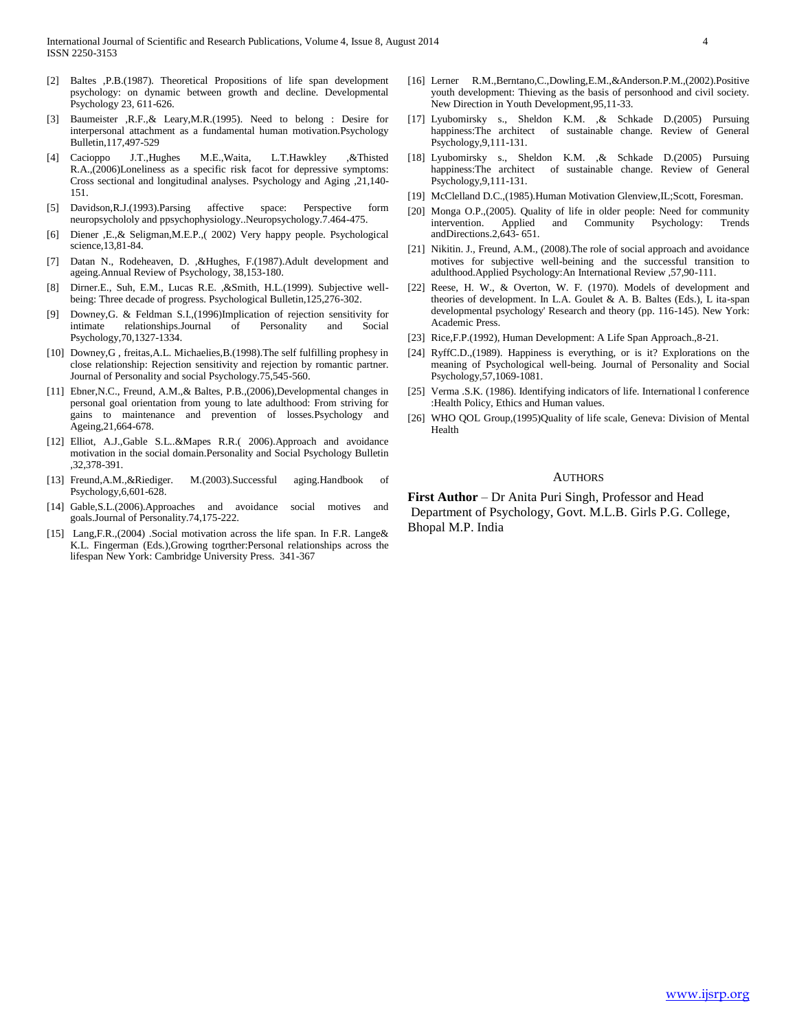[2] Baltes ,P.B.(1987). Theoretical Propositions of life span development psychology: on dynamic between growth and decline. Developmental Psychology 23, 611-626.

[3] Baumeister ,R.F.,& Leary,M.R.(1995). Need to belong : Desire for interpersonal attachment as a fundamental human motivation.Psychology Bulletin,117,497-529

[4] Cacioppo J.T.,Hughes M.E.,Waita, L.T.Hawkley ,&Thisted R.A.,(2006)Loneliness as a specific risk facot for depressive symptoms: Cross sectional and longitudinal analyses. Psychology and Aging ,21,140-151.

[5] Davidson,R.J.(1993).Parsing affective space: Perspective form neuropsychololy and ppsychophysiology..Neuropsychology.7.464-475.

[6] Diener ,E.,& Seligman,M.E.P.,( 2002) Very happy people. Psychological science,13,81-84.

[7] Datan N., Rodeheaven, D. ,&Hughes, F.(1987).Adult development and ageing.Annual Review of Psychology, 38,153-180.

[8] Dirner.E., Suh, E.M., Lucas R.E. ,&Smith, H.L.(1999). Subjective well-being: Three decade of progress. Psychological Bulletin,125,276-302.

[9] Downey,G. & Feldman S.I.,(1996)Implication of rejection sensitivity for intimate relationships.Journal of Personality and Social Psychology,70,1327-1334.

[10] Downey,G , freitas,A.L. Michaelies,B.(1998).The self fulfilling prophesy in close relationship: Rejection sensitivity and rejection by romantic partner. Journal of Personality and social Psychology.75,545-560.

[11] Ebner,N.C., Freund, A.M.,& Baltes, P.B.,(2006),Developmental changes in personal goal orientation from young to late adulthood: From striving for gains to maintenance and prevention of losses.Psychology and Ageing,21,664-678.

[12] Elliot, A.J.,Gable S.L..&Mapes R.R.( 2006).Approach and avoidance motivation in the social domain.Personality and Social Psychology Bulletin ,32,378-391.

[13] Freund,A.M.,&Riediger. M.(2003).Successful aging.Handbook of Psychology,6,601-628.

[14] Gable,S.L.(2006).Approaches and avoidance social motives and goals.Journal of Personality.74,175-222.

[15] Lang,F.R.,(2004) .Social motivation across the life span. In F.R. Lange& K.L. Fingerman (Eds.),Growing togrther:Personal relationships across the lifespan New York: Cambridge University Press. 341-367

[16] Lerner R.M.,Berntano,C.,Dowling,E.M.,&Anderson.P.M.,(2002).Positive youth development: Thieving as the basis of personhood and civil society. New Direction in Youth Development,95,11-33.

[17] Lyubomirsky s., Sheldon K.M. ,& Schkade D.(2005) Pursuing happiness:The architect of sustainable change. Review of General Psychology,9,111-131.

[18] Lyubomirsky s., Sheldon K.M. ,& Schkade D.(2005) Pursuing happiness:The architect of sustainable change. Review of General Psychology,9,111-131.

[19] McClelland D.C.,(1985).Human Motivation Glenview,IL;Scott, Foresman.

[20] Monga O.P.,(2005). Quality of life in older people: Need for community intervention. Applied and Community Psychology: Trends andDirections.2,643- 651.

[21] Nikitin. J., Freund, A.M., (2008).The role of social approach and avoidance motives for subjective well-beining and the successful transition to adulthood.Applied Psychology:An International Review ,57,90-111.

[22] Reese, H. W., & Overton, W. F. (1970). Models of development and theories of development. In L.A. Goulet & A. B. Baltes (Eds.), L ita-span developmental psychology' Research and theory (pp. 116-145). New York: Academic Press.

[23] Rice,F.P.(1992), Human Development: A Life Span Approach.,8-21.

[24] RyffC.D.,(1989). Happiness is everything, or is it? Explorations on the meaning of Psychological well-being. Journal of Personality and Social Psychology,57,1069-1081.

[25] Verma .S.K. (1986). Identifying indicators of life. International l conference :Health Policy, Ethics and Human values.

[26] WHO QOL Group,(1995)Quality of life scale, Geneva: Division of Mental Health

## AUTHORS

**First Author** – Dr Anita Puri Singh, Professor and Head Department of Psychology, Govt. M.L.B. Girls P.G. College, Bhopal M.P. India